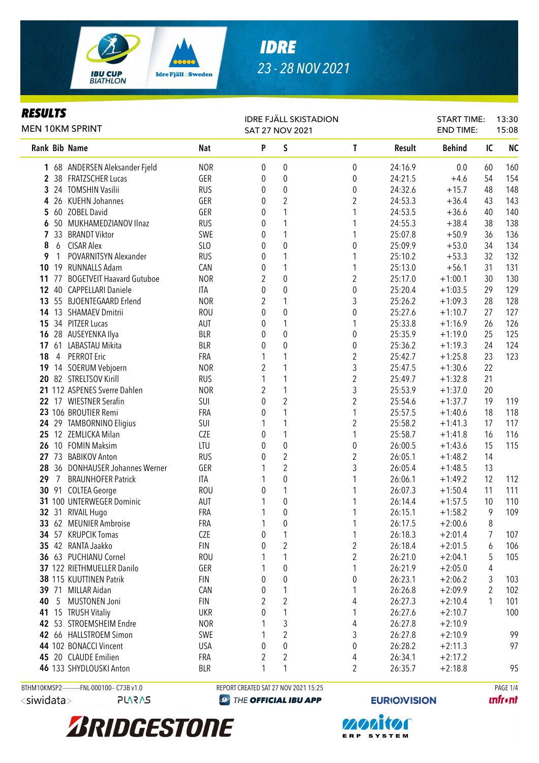# IDRE

23 - 28 NOV 2021

## RESULTS

MEN 10KM SPRINT

IDRE FJÄLL SKISTADION
SAT 27 NOV 2021

START TIME: 13:30
END TIME: 15:08

| Rank | Bib | Name | Nat | P | S | T | Result | Behind | IC | NC |
|---|---|---|---|---|---|---|---|---|---|---|
| 1 | 68 | ANDERSEN Aleksander Fjeld | NOR | 0 | 0 | 0 | 24:16.9 | 0.0 | 60 | 160 |
| 2 | 38 | FRATZSCHER Lucas | GER | 0 | 0 | 0 | 24:21.5 | +4.6 | 54 | 154 |
| 3 | 24 | TOMSHIN Vasilii | RUS | 0 | 0 | 0 | 24:32.6 | +15.7 | 48 | 148 |
| 4 | 26 | KUEHN Johannes | GER | 0 | 2 | 2 | 24:53.3 | +36.4 | 43 | 143 |
| 5 | 60 | ZOBEL David | GER | 0 | 1 | 1 | 24:53.5 | +36.6 | 40 | 140 |
| 6 | 50 | MUKHAMEDZIANOV Ilnaz | RUS | 0 | 1 | 1 | 24:55.3 | +38.4 | 38 | 138 |
| 7 | 33 | BRANDT Viktor | SWE | 0 | 1 | 1 | 25:07.8 | +50.9 | 36 | 136 |
| 8 | 6 | CISAR Alex | SLO | 0 | 0 | 0 | 25:09.9 | +53.0 | 34 | 134 |
| 9 | 1 | POVARNITSYN Alexander | RUS | 0 | 1 | 1 | 25:10.2 | +53.3 | 32 | 132 |
| 10 | 19 | RUNNALLS Adam | CAN | 0 | 1 | 1 | 25:13.0 | +56.1 | 31 | 131 |
| 11 | 77 | BOGETVEIT Haavard Gutuboe | NOR | 2 | 0 | 2 | 25:17.0 | +1:00.1 | 30 | 130 |
| 12 | 40 | CAPPELLARI Daniele | ITA | 0 | 0 | 0 | 25:20.4 | +1:03.5 | 29 | 129 |
| 13 | 55 | BJOENTEGAARD Erlend | NOR | 2 | 1 | 3 | 25:26.2 | +1:09.3 | 28 | 128 |
| 14 | 13 | SHAMAEV Dmitrii | ROU | 0 | 0 | 0 | 25:27.6 | +1:10.7 | 27 | 127 |
| 15 | 34 | PITZER Lucas | AUT | 0 | 1 | 1 | 25:33.8 | +1:16.9 | 26 | 126 |
| 16 | 28 | AUSEYENKA Ilya | BLR | 0 | 0 | 0 | 25:35.9 | +1:19.0 | 25 | 125 |
| 17 | 61 | LABASTAU Mikita | BLR | 0 | 0 | 0 | 25:36.2 | +1:19.3 | 24 | 124 |
| 18 | 4 | PERROT Eric | FRA | 1 | 1 | 2 | 25:42.7 | +1:25.8 | 23 | 123 |
| 19 | 14 | SOERUM Vebjoern | NOR | 2 | 1 | 3 | 25:47.5 | +1:30.6 | 22 | |
| 20 | 82 | STRELTSOV Kirill | RUS | 1 | 1 | 2 | 25:49.7 | +1:32.8 | 21 | |
| 21 | 112 | ASPENES Sverre Dahlen | NOR | 2 | 1 | 3 | 25:53.9 | +1:37.0 | 20 | |
| 22 | 17 | WIESTNER Serafin | SUI | 0 | 2 | 2 | 25:54.6 | +1:37.7 | 19 | 119 |
| 23 | 106 | BROUTIER Remi | FRA | 0 | 1 | 1 | 25:57.5 | +1:40.6 | 18 | 118 |
| 24 | 29 | TAMBORNINO Eligius | SUI | 1 | 1 | 2 | 25:58.2 | +1:41.3 | 17 | 117 |
| 25 | 12 | ZEMLICKA Milan | CZE | 0 | 1 | 1 | 25:58.7 | +1:41.8 | 16 | 116 |
| 26 | 10 | FOMIN Maksim | LTU | 0 | 0 | 0 | 26:00.5 | +1:43.6 | 15 | 115 |
| 27 | 73 | BABIKOV Anton | RUS | 0 | 2 | 2 | 26:05.1 | +1:48.2 | 14 | |
| 28 | 36 | DONHAUSER Johannes Werner | GER | 1 | 2 | 3 | 26:05.4 | +1:48.5 | 13 | |
| 29 | 7 | BRAUNHOFER Patrick | ITA | 1 | 0 | 1 | 26:06.1 | +1:49.2 | 12 | 112 |
| 30 | 91 | COLTEA George | ROU | 0 | 1 | 1 | 26:07.3 | +1:50.4 | 11 | 111 |
| 31 | 100 | UNTERWEGER Dominic | AUT | 1 | 0 | 1 | 26:14.4 | +1:57.5 | 10 | 110 |
| 32 | 31 | RIVAIL Hugo | FRA | 1 | 0 | 1 | 26:15.1 | +1:58.2 | 9 | 109 |
| 33 | 62 | MEUNIER Ambroise | FRA | 1 | 0 | 1 | 26:17.5 | +2:00.6 | 8 | |
| 34 | 57 | KRUPCIK Tomas | CZE | 0 | 1 | 1 | 26:18.3 | +2:01.4 | 7 | 107 |
| 35 | 42 | RANTA Jaakko | FIN | 0 | 2 | 2 | 26:18.4 | +2:01.5 | 6 | 106 |
| 36 | 63 | PUCHIANU Cornel | ROU | 1 | 1 | 2 | 26:21.0 | +2:04.1 | 5 | 105 |
| 37 | 122 | RIETHMUELLER Danilo | GER | 1 | 0 | 1 | 26:21.9 | +2:05.0 | 4 | |
| 38 | 115 | KUUTTINEN Patrik | FIN | 0 | 0 | 0 | 26:23.1 | +2:06.2 | 3 | 103 |
| 39 | 71 | MILLAR Aidan | CAN | 0 | 1 | 1 | 26:26.8 | +2:09.9 | 2 | 102 |
| 40 | 5 | MUSTONEN Joni | FIN | 2 | 2 | 4 | 26:27.3 | +2:10.4 | 1 | 101 |
| 41 | 15 | TRUSH Vitaliy | UKR | 0 | 1 | 1 | 26:27.6 | +2:10.7 | | 100 |
| 42 | 53 | STROEMSHEIM Endre | NOR | 1 | 3 | 4 | 26:27.8 | +2:10.9 | | |
| 42 | 66 | HALLSTROEM Simon | SWE | 1 | 2 | 3 | 26:27.8 | +2:10.9 | | 99 |
| 44 | 102 | BONACCI Vincent | USA | 0 | 0 | 0 | 26:28.2 | +2:11.3 | | 97 |
| 45 | 20 | CLAUDE Emilien | FRA | 2 | 2 | 4 | 26:34.1 | +2:17.2 | | |
| 46 | 133 | SHYDLOUSKI Anton | BLR | 1 | 1 | 2 | 26:35.7 | +2:18.8 | | 95 |

BTHM10KMSP2----------FNL-000100-- C73B v1.0 REPORT CREATED SAT 27 NOV 2021 15:25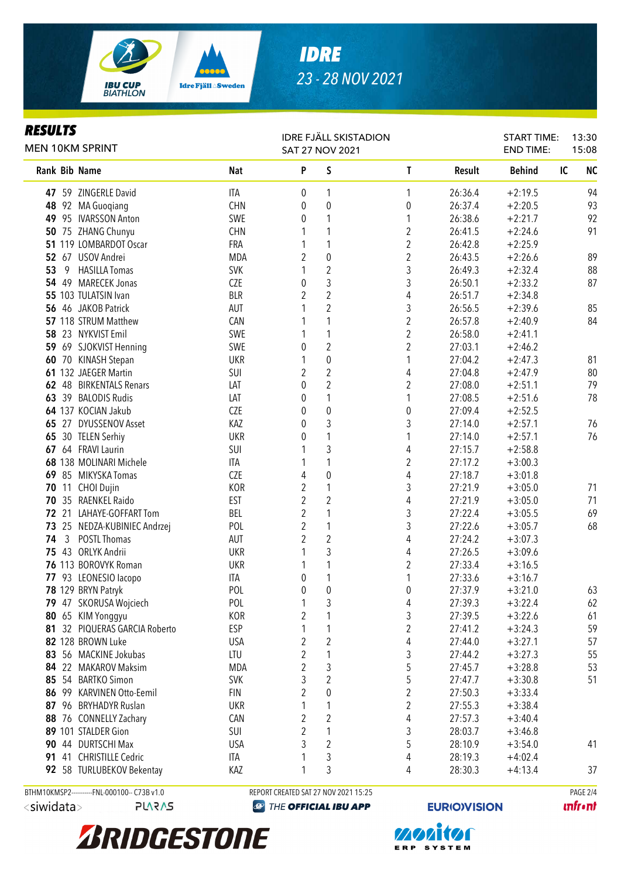# IDRE

23 - 28 NOV 2021

## RESULTS

MEN 10KM SPRINT

IDRE FJÄLL SKISTADION
SAT 27 NOV 2021

START TIME: 13:30
END TIME: 15:08

| Rank | Bib | Name | Nat | P | S | T | Result | Behind | IC | NC |
|---|---|---|---|---|---|---|---|---|---|---|
| 47 | 59 | ZINGERLE David | ITA | 0 | 1 | 1 | 26:36.4 | +2:19.5 | | 94 |
| 48 | 92 | MA Guoqiang | CHN | 0 | 0 | 0 | 26:37.4 | +2:20.5 | | 93 |
| 49 | 95 | IVARSSON Anton | SWE | 0 | 1 | 1 | 26:38.6 | +2:21.7 | | 92 |
| 50 | 75 | ZHANG Chunyu | CHN | 1 | 1 | 2 | 26:41.5 | +2:24.6 | | 91 |
| 51 | 119 | LOMBARDOT Oscar | FRA | 1 | 1 | 2 | 26:42.8 | +2:25.9 | | |
| 52 | 67 | USOV Andrei | MDA | 2 | 0 | 2 | 26:43.5 | +2:26.6 | | 89 |
| 53 | 9 | HASILLA Tomas | SVK | 1 | 2 | 3 | 26:49.3 | +2:32.4 | | 88 |
| 54 | 49 | MARECEK Jonas | CZE | 0 | 3 | 3 | 26:50.1 | +2:33.2 | | 87 |
| 55 | 103 | TULATSIN Ivan | BLR | 2 | 2 | 4 | 26:51.7 | +2:34.8 | | |
| 56 | 46 | JAKOB Patrick | AUT | 1 | 2 | 3 | 26:56.5 | +2:39.6 | | 85 |
| 57 | 118 | STRUM Matthew | CAN | 1 | 1 | 2 | 26:57.8 | +2:40.9 | | 84 |
| 58 | 23 | NYKVIST Emil | SWE | 1 | 1 | 2 | 26:58.0 | +2:41.1 | | |
| 59 | 69 | SJOKVIST Henning | SWE | 0 | 2 | 2 | 27:03.1 | +2:46.2 | | |
| 60 | 70 | KINASH Stepan | UKR | 1 | 0 | 1 | 27:04.2 | +2:47.3 | | 81 |
| 61 | 132 | JAEGER Martin | SUI | 2 | 2 | 4 | 27:04.8 | +2:47.9 | | 80 |
| 62 | 48 | BIRKENTALS Renars | LAT | 0 | 2 | 2 | 27:08.0 | +2:51.1 | | 79 |
| 63 | 39 | BALODIS Rudis | LAT | 0 | 1 | 1 | 27:08.5 | +2:51.6 | | 78 |
| 64 | 137 | KOCIAN Jakub | CZE | 0 | 0 | 0 | 27:09.4 | +2:52.5 | | |
| 65 | 27 | DYUSSENOV Asset | KAZ | 0 | 3 | 3 | 27:14.0 | +2:57.1 | | 76 |
| 65 | 30 | TELEN Serhiy | UKR | 0 | 1 | 1 | 27:14.0 | +2:57.1 | | 76 |
| 67 | 64 | FRAVI Laurin | SUI | 1 | 3 | 4 | 27:15.7 | +2:58.8 | | |
| 68 | 138 | MOLINARI Michele | ITA | 1 | 1 | 2 | 27:17.2 | +3:00.3 | | |
| 69 | 85 | MIKYSKA Tomas | CZE | 4 | 0 | 4 | 27:18.7 | +3:01.8 | | |
| 70 | 11 | CHOI Dujin | KOR | 2 | 1 | 3 | 27:21.9 | +3:05.0 | | 71 |
| 70 | 35 | RAENKEL Raido | EST | 2 | 2 | 4 | 27:21.9 | +3:05.0 | | 71 |
| 72 | 21 | LAHAYE-GOFFART Tom | BEL | 2 | 1 | 3 | 27:22.4 | +3:05.5 | | 69 |
| 73 | 25 | NEDZA-KUBINIEC Andrzej | POL | 2 | 1 | 3 | 27:22.6 | +3:05.7 | | 68 |
| 74 | 3 | POSTL Thomas | AUT | 2 | 2 | 4 | 27:24.2 | +3:07.3 | | |
| 75 | 43 | ORLYK Andrii | UKR | 1 | 3 | 4 | 27:26.5 | +3:09.6 | | |
| 76 | 113 | BOROVYK Roman | UKR | 1 | 1 | 2 | 27:33.4 | +3:16.5 | | |
| 77 | 93 | LEONESIO Iacopo | ITA | 0 | 1 | 1 | 27:33.6 | +3:16.7 | | |
| 78 | 129 | BRYN Patryk | POL | 0 | 0 | 0 | 27:37.9 | +3:21.0 | | 63 |
| 79 | 47 | SKORUSA Wojciech | POL | 1 | 3 | 4 | 27:39.3 | +3:22.4 | | 62 |
| 80 | 65 | KIM Yonggyu | KOR | 2 | 1 | 3 | 27:39.5 | +3:22.6 | | 61 |
| 81 | 32 | PIQUERAS GARCIA Roberto | ESP | 1 | 1 | 2 | 27:41.2 | +3:24.3 | | 59 |
| 82 | 128 | BROWN Luke | USA | 2 | 2 | 4 | 27:44.0 | +3:27.1 | | 57 |
| 83 | 56 | MACKINE Jokubas | LTU | 2 | 1 | 3 | 27:44.2 | +3:27.3 | | 55 |
| 84 | 22 | MAKAROV Maksim | MDA | 2 | 3 | 5 | 27:45.7 | +3:28.8 | | 53 |
| 85 | 54 | BARTKO Simon | SVK | 3 | 2 | 5 | 27:47.7 | +3:30.8 | | 51 |
| 86 | 99 | KARVINEN Otto-Eemil | FIN | 2 | 0 | 2 | 27:50.3 | +3:33.4 | | |
| 87 | 96 | BRYHADYR Ruslan | UKR | 1 | 1 | 2 | 27:55.3 | +3:38.4 | | |
| 88 | 76 | CONNELLY Zachary | CAN | 2 | 2 | 4 | 27:57.3 | +3:40.4 | | |
| 89 | 101 | STALDER Gion | SUI | 2 | 1 | 3 | 28:03.7 | +3:46.8 | | |
| 90 | 44 | DURTSCHI Max | USA | 3 | 2 | 5 | 28:10.9 | +3:54.0 | | 41 |
| 91 | 41 | CHRISTILLE Cedric | ITA | 1 | 3 | 4 | 28:19.3 | +4:02.4 | | |
| 92 | 58 | TURLUBEKOV Bekentay | KAZ | 1 | 3 | 4 | 28:30.3 | +4:13.4 | | 37 |

BTHM10KMSP2----------FNL-000100-- C73B v1.0 | REPORT CREATED SAT 27 NOV 2021 15:25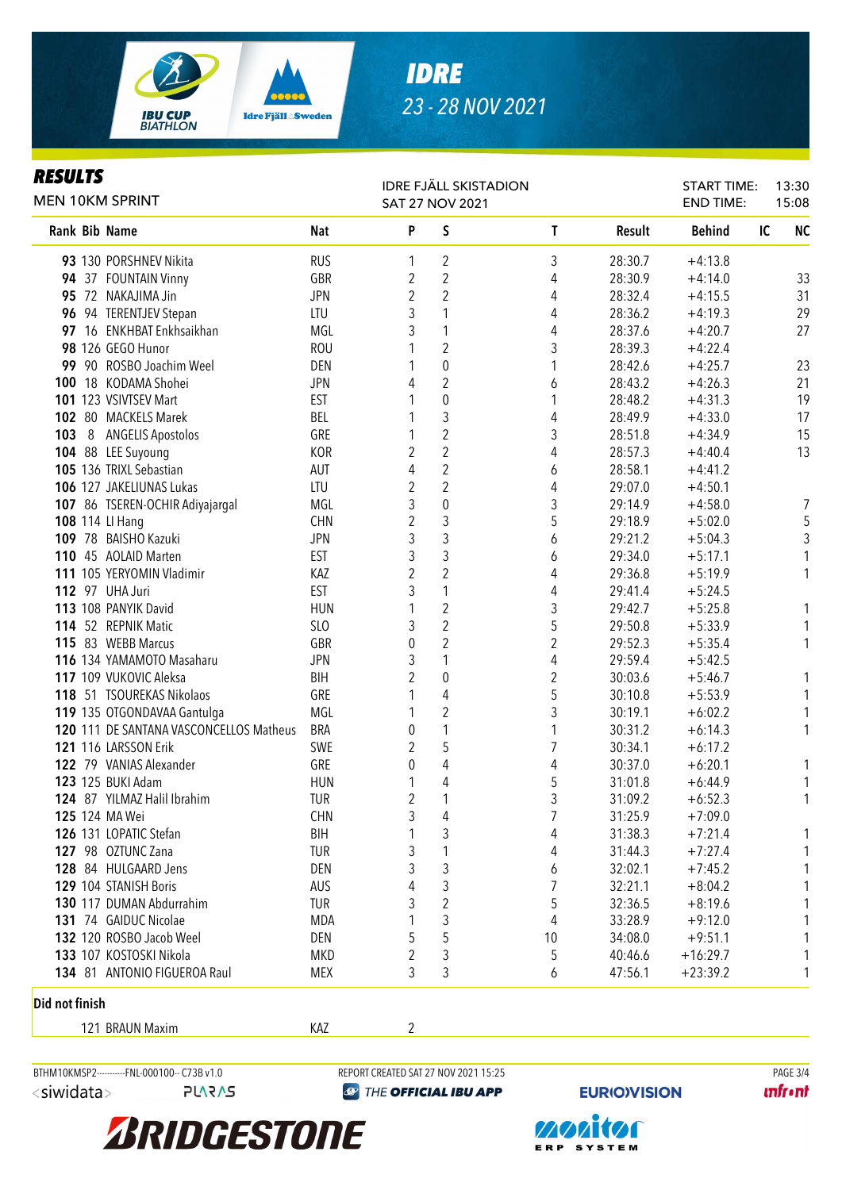# IDRE

23 - 28 NOV 2021

## RESULTS

MEN 10KM SPRINT

IDRE FJÄLL SKISTADION
SAT 27 NOV 2021

START TIME: 13:30
END TIME: 15:08

| Rank | Bib | Name | Nat | P | S | T | Result | Behind | IC | NC |
|---|---|---|---|---|---|---|---|---|---|---|
| 93 | 130 | PORSHNEV Nikita | RUS | 1 | 2 | 3 | 28:30.7 | +4:13.8 | | |
| 94 | 37 | FOUNTAIN Vinny | GBR | 2 | 2 | 4 | 28:30.9 | +4:14.0 | | 33 |
| 95 | 72 | NAKAJIMA Jin | JPN | 2 | 2 | 4 | 28:32.4 | +4:15.5 | | 31 |
| 96 | 94 | TERENTJEV Stepan | LTU | 3 | 1 | 4 | 28:36.2 | +4:19.3 | | 29 |
| 97 | 16 | ENKHBAT Enkhsaikhan | MGL | 3 | 1 | 4 | 28:37.6 | +4:20.7 | | 27 |
| 98 | 126 | GEGO Hunor | ROU | 1 | 2 | 3 | 28:39.3 | +4:22.4 | | |
| 99 | 90 | ROSBO Joachim Weel | DEN | 1 | 0 | 1 | 28:42.6 | +4:25.7 | | 23 |
| 100 | 18 | KODAMA Shohei | JPN | 4 | 2 | 6 | 28:43.2 | +4:26.3 | | 21 |
| 101 | 123 | VSIVTSEV Mart | EST | 1 | 0 | 1 | 28:48.2 | +4:31.3 | | 19 |
| 102 | 80 | MACKELS Marek | BEL | 1 | 3 | 4 | 28:49.9 | +4:33.0 | | 17 |
| 103 | 8 | ANGELIS Apostolos | GRE | 1 | 2 | 3 | 28:51.8 | +4:34.9 | | 15 |
| 104 | 88 | LEE Suyoung | KOR | 2 | 2 | 4 | 28:57.3 | +4:40.4 | | 13 |
| 105 | 136 | TRIXL Sebastian | AUT | 4 | 2 | 6 | 28:58.1 | +4:41.2 | | |
| 106 | 127 | JAKELIUNAS Lukas | LTU | 2 | 2 | 4 | 29:07.0 | +4:50.1 | | |
| 107 | 86 | TSEREN-OCHIR Adiyajargal | MGL | 3 | 0 | 3 | 29:14.9 | +4:58.0 | | 7 |
| 108 | 114 | LI Hang | CHN | 2 | 3 | 5 | 29:18.9 | +5:02.0 | | 5 |
| 109 | 78 | BAISHO Kazuki | JPN | 3 | 3 | 6 | 29:21.2 | +5:04.3 | | 3 |
| 110 | 45 | AOLAID Marten | EST | 3 | 3 | 6 | 29:34.0 | +5:17.1 | | 1 |
| 111 | 105 | YERYOMIN Vladimir | KAZ | 2 | 2 | 4 | 29:36.8 | +5:19.9 | | 1 |
| 112 | 97 | UHA Juri | EST | 3 | 1 | 4 | 29:41.4 | +5:24.5 | | |
| 113 | 108 | PANYIK David | HUN | 1 | 2 | 3 | 29:42.7 | +5:25.8 | | 1 |
| 114 | 52 | REPNIK Matic | SLO | 3 | 2 | 5 | 29:50.8 | +5:33.9 | | 1 |
| 115 | 83 | WEBB Marcus | GBR | 0 | 2 | 2 | 29:52.3 | +5:35.4 | | 1 |
| 116 | 134 | YAMAMOTO Masaharu | JPN | 3 | 1 | 4 | 29:59.4 | +5:42.5 | | |
| 117 | 109 | VUKOVIC Aleksa | BIH | 2 | 0 | 2 | 30:03.6 | +5:46.7 | | 1 |
| 118 | 51 | TSOUREKAS Nikolaos | GRE | 1 | 4 | 5 | 30:10.8 | +5:53.9 | | 1 |
| 119 | 135 | OTGONDAVAA Gantulga | MGL | 1 | 2 | 3 | 30:19.1 | +6:02.2 | | 1 |
| 120 | 111 | DE SANTANA VASCONCELLOS Matheus | BRA | 0 | 1 | 1 | 30:31.2 | +6:14.3 | | 1 |
| 121 | 116 | LARSSON Erik | SWE | 2 | 5 | 7 | 30:34.1 | +6:17.2 | | |
| 122 | 79 | VANIAS Alexander | GRE | 0 | 4 | 4 | 30:37.0 | +6:20.1 | | 1 |
| 123 | 125 | BUKI Adam | HUN | 1 | 4 | 5 | 31:01.8 | +6:44.9 | | 1 |
| 124 | 87 | YILMAZ Halil Ibrahim | TUR | 2 | 1 | 3 | 31:09.2 | +6:52.3 | | 1 |
| 125 | 124 | MA Wei | CHN | 3 | 4 | 7 | 31:25.9 | +7:09.0 | | |
| 126 | 131 | LOPATIC Stefan | BIH | 1 | 3 | 4 | 31:38.3 | +7:21.4 | | 1 |
| 127 | 98 | OZTUNC Zana | TUR | 3 | 1 | 4 | 31:44.3 | +7:27.4 | | 1 |
| 128 | 84 | HULGAARD Jens | DEN | 3 | 3 | 6 | 32:02.1 | +7:45.2 | | 1 |
| 129 | 104 | STANISH Boris | AUS | 4 | 3 | 7 | 32:21.1 | +8:04.2 | | 1 |
| 130 | 117 | DUMAN Abdurrahim | TUR | 3 | 2 | 5 | 32:36.5 | +8:19.6 | | 1 |
| 131 | 74 | GAIDUC Nicolae | MDA | 1 | 3 | 4 | 33:28.9 | +9:12.0 | | 1 |
| 132 | 120 | ROSBO Jacob Weel | DEN | 5 | 5 | 10 | 34:08.0 | +9:51.1 | | 1 |
| 133 | 107 | KOSTOSKI Nikola | MKD | 2 | 3 | 5 | 40:46.6 | +16:29.7 | | 1 |
| 134 | 81 | ANTONIO FIGUEROA Raul | MEX | 3 | 3 | 6 | 47:56.1 | +23:39.2 | | 1 |

**Did not finish**

| Rank | Bib | Name | Nat | P | S | T | Result | Behind | IC | NC |
|---|---|---|---|---|---|---|---|---|---|---|
| | 121 | BRAUN Maxim | KAZ | 2 | | | | | | |

BTHM10KMSP2----------FNL-000100-- C73B v1.0 REPORT CREATED SAT 27 NOV 2021 15:25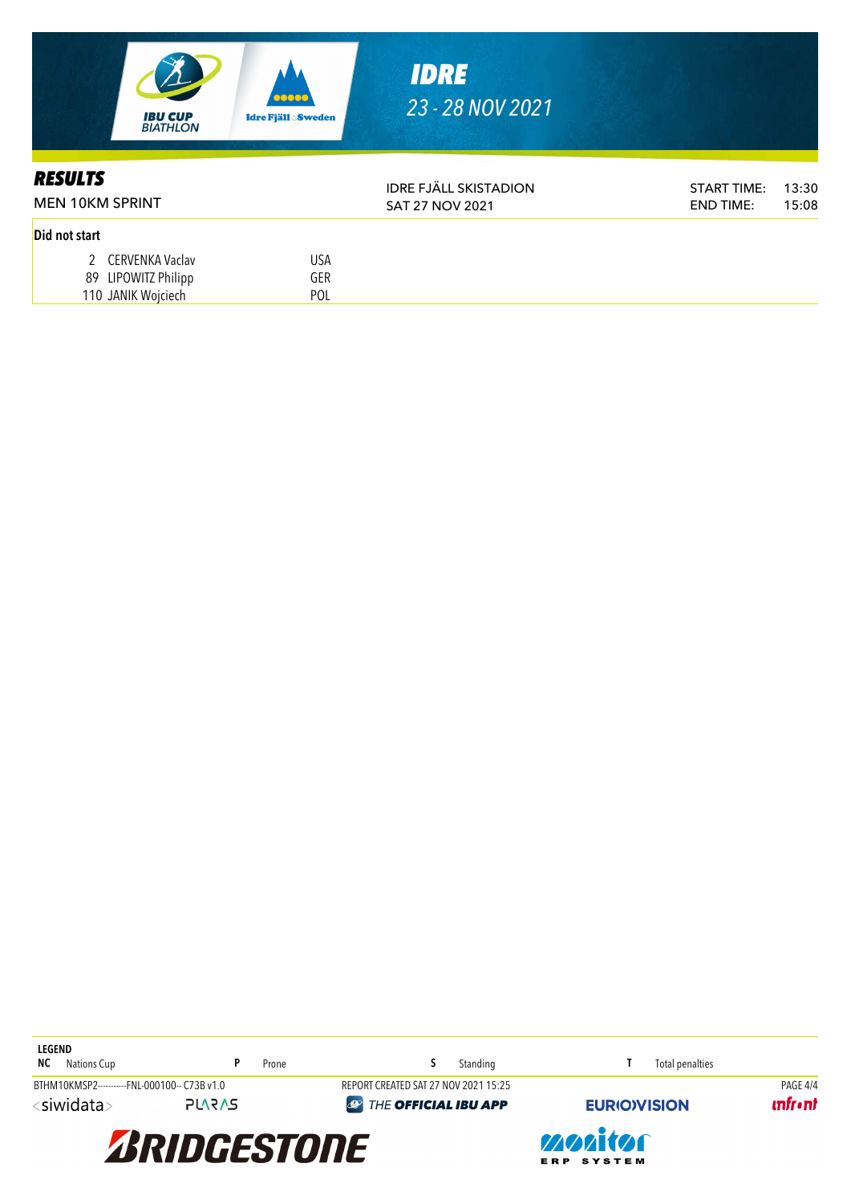# IDRE

23 - 28 NOV 2021

## RESULTS

MEN 10KM SPRINT

IDRE FJÄLL SKISTADION
SAT 27 NOV 2021

START TIME: 13:30
END TIME: 15:08

### Did not start

| | | |
|---|---|---|
| 2 | CERVENKA Vaclav | USA |
| 89 | LIPOWITZ Philipp | GER |
| 110 | JANIK Wojciech | POL |

**LEGEND**

| | | | | | |
|---|---|---|---|---|---|
| **NC** | Nations Cup | **P** | Prone | **S** | Standing |
| **T** | Total penalties | | | | |

BTHM10KMSP2-----------FNL-000100-- C73B v1.0

REPORT CREATED SAT 27 NOV 2021 15:25